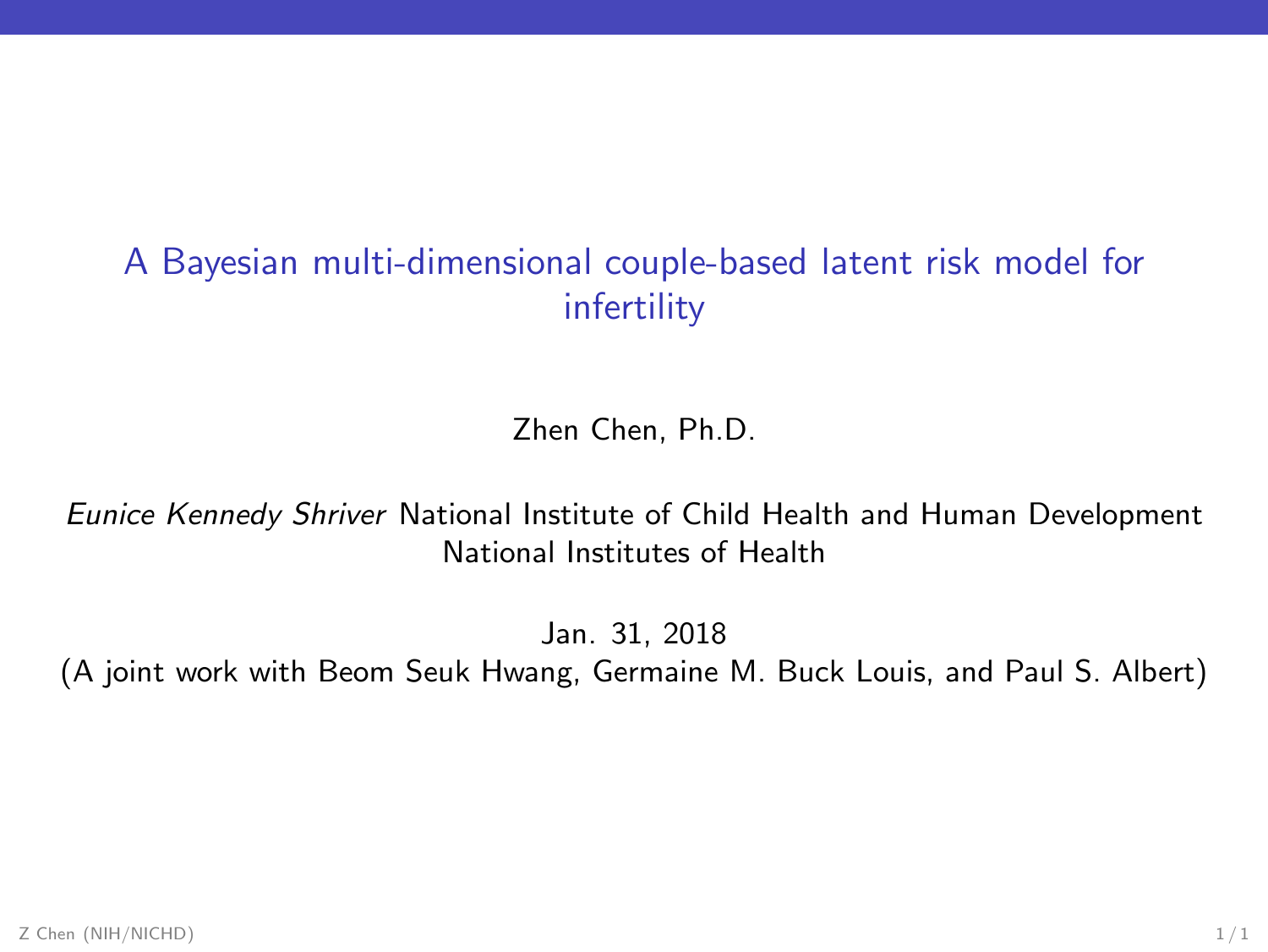# A Bayesian multi-dimensional couple-based latent risk model for infertility

Zhen Chen, Ph.D.

*Eunice Kennedy Shriver* National Institute of Child Health and Human Development
National Institutes of Health

Jan. 31, 2018
(A joint work with Beom Seuk Hwang, Germaine M. Buck Louis, and Paul S. Albert)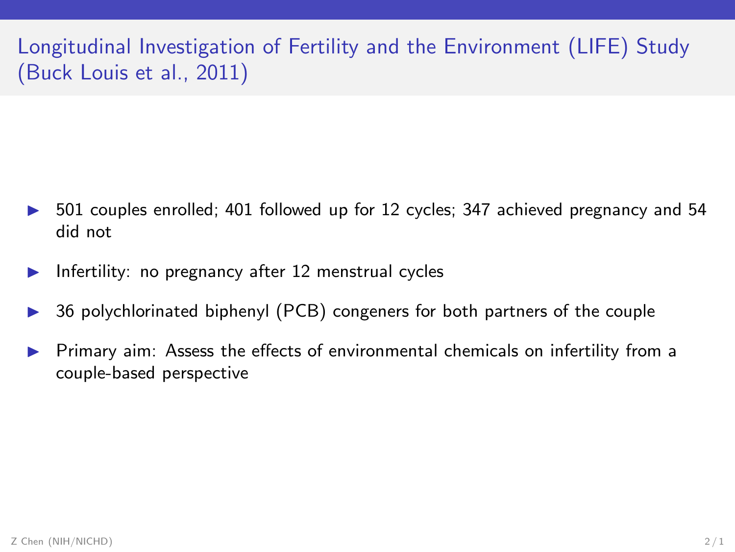# Longitudinal Investigation of Fertility and the Environment (LIFE) Study (Buck Louis et al., 2011)

- 501 couples enrolled; 401 followed up for 12 cycles; 347 achieved pregnancy and 54 did not
- Infertility: no pregnancy after 12 menstrual cycles
- 36 polychlorinated biphenyl (PCB) congeners for both partners of the couple
- Primary aim: Assess the effects of environmental chemicals on infertility from a couple-based perspective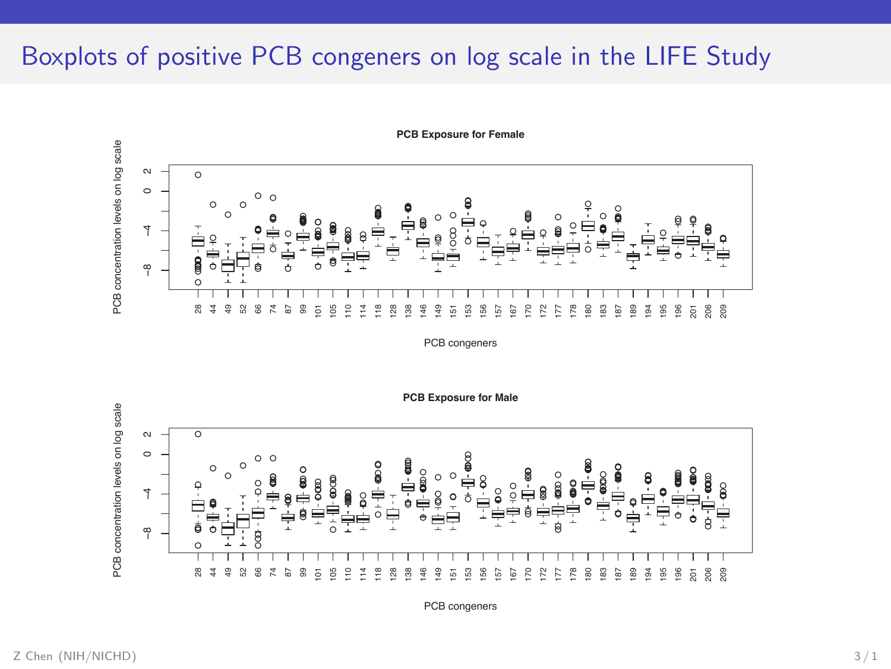# Boxplots of positive PCB congeners on log scale in the LIFE Study

**PCB Exposure for Female**

PCB concentration levels on log scale

PCB congeners

**PCB Exposure for Male**

PCB concentration levels on log scale

PCB congeners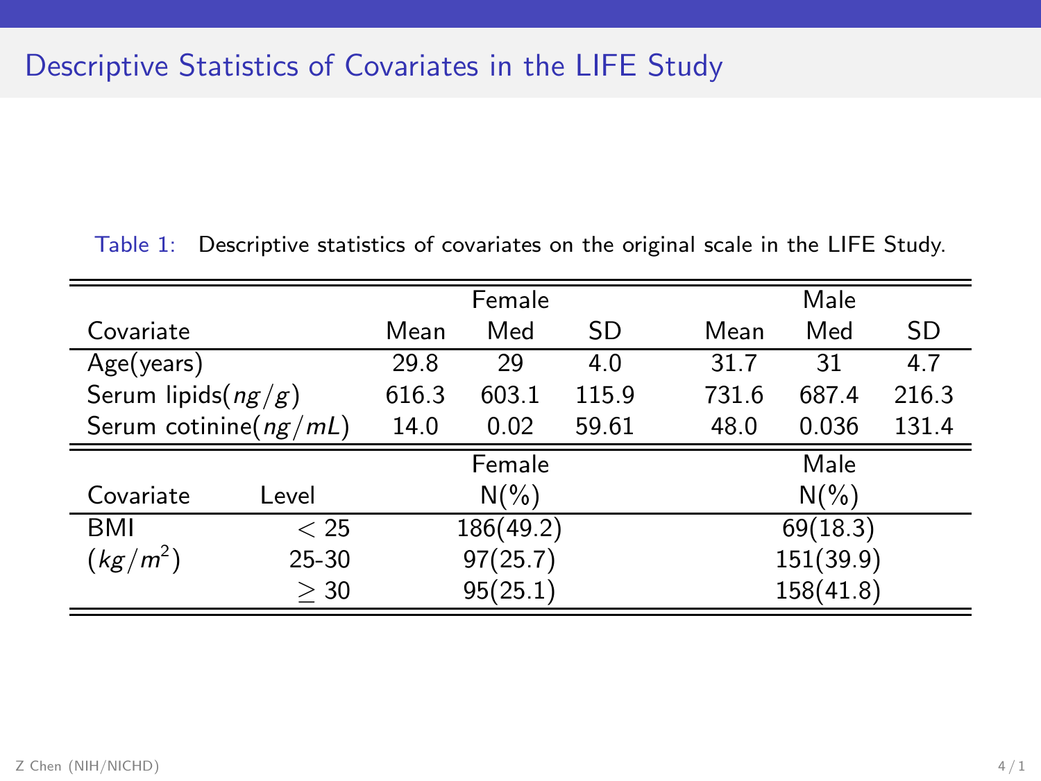## Descriptive Statistics of Covariates in the LIFE Study

Table 1: Descriptive statistics of covariates on the original scale in the LIFE Study.

| Covariate | | Female | | | Male | | |
|---|---|---|---|---|---|---|---|
| | | Mean | Med | SD | Mean | Med | SD |
| Age(years) | | 29.8 | 29 | 4.0 | 31.7 | 31 | 4.7 |
| Serum lipids($ng/g$) | | 616.3 | 603.1 | 115.9 | 731.6 | 687.4 | 216.3 |
| Serum cotinine($ng/mL$) | | 14.0 | 0.02 | 59.61 | 48.0 | 0.036 | 131.4 |

| Covariate | Level | Female N(%) | Male N(%) |
|---|---|---|---|
| BMI ($kg/m^2$) | $< 25$ | 186(49.2) | 69(18.3) |
| | 25-30 | 97(25.7) | 151(39.9) |
| | $\geq 30$ | 95(25.1) | 158(41.8) |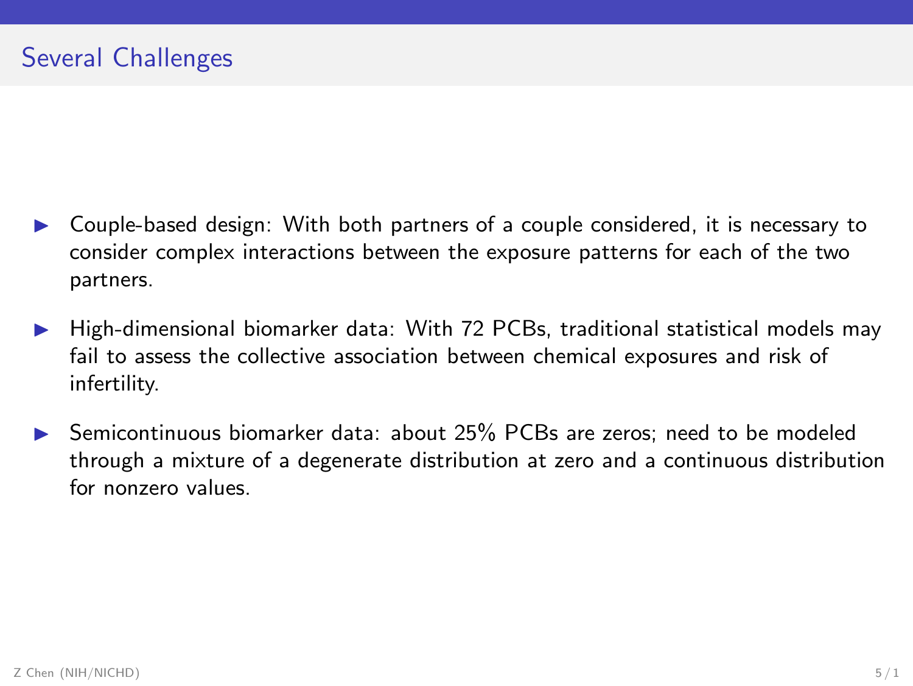# Several Challenges

- Couple-based design: With both partners of a couple considered, it is necessary to consider complex interactions between the exposure patterns for each of the two partners.
- High-dimensional biomarker data: With 72 PCBs, traditional statistical models may fail to assess the collective association between chemical exposures and risk of infertility.
- Semicontinuous biomarker data: about 25% PCBs are zeros; need to be modeled through a mixture of a degenerate distribution at zero and a continuous distribution for nonzero values.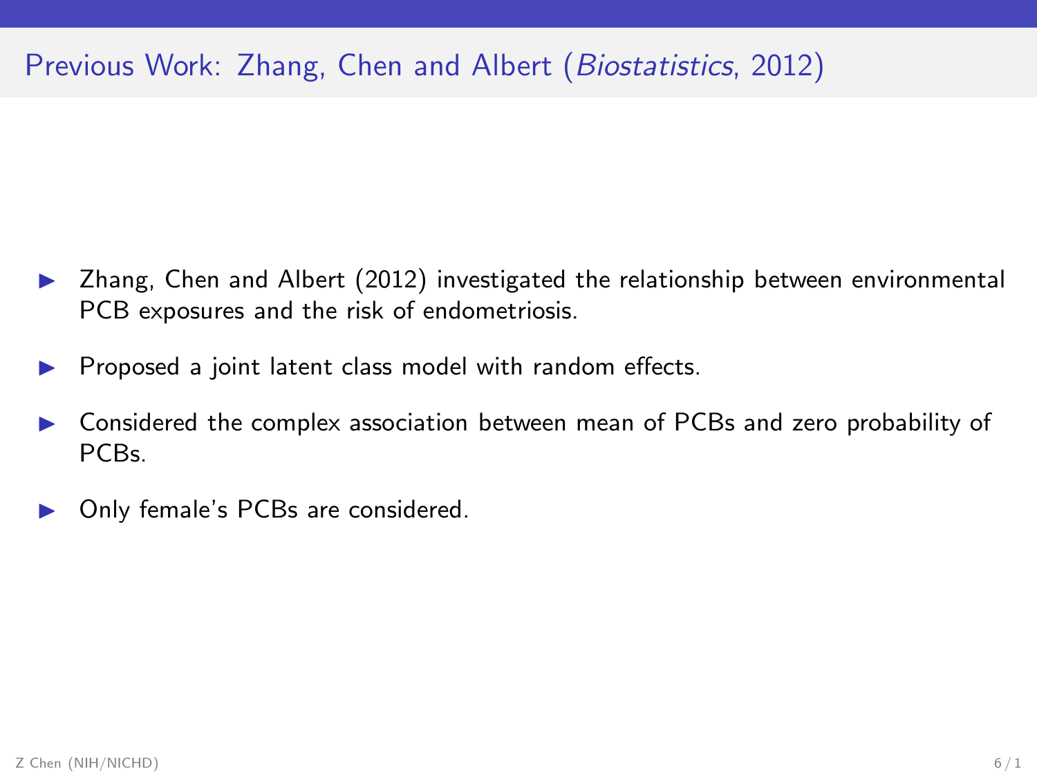# Previous Work: Zhang, Chen and Albert (*Biostatistics*, 2012)

- Zhang, Chen and Albert (2012) investigated the relationship between environmental PCB exposures and the risk of endometriosis.
- Proposed a joint latent class model with random effects.
- Considered the complex association between mean of PCBs and zero probability of PCBs.
- Only female's PCBs are considered.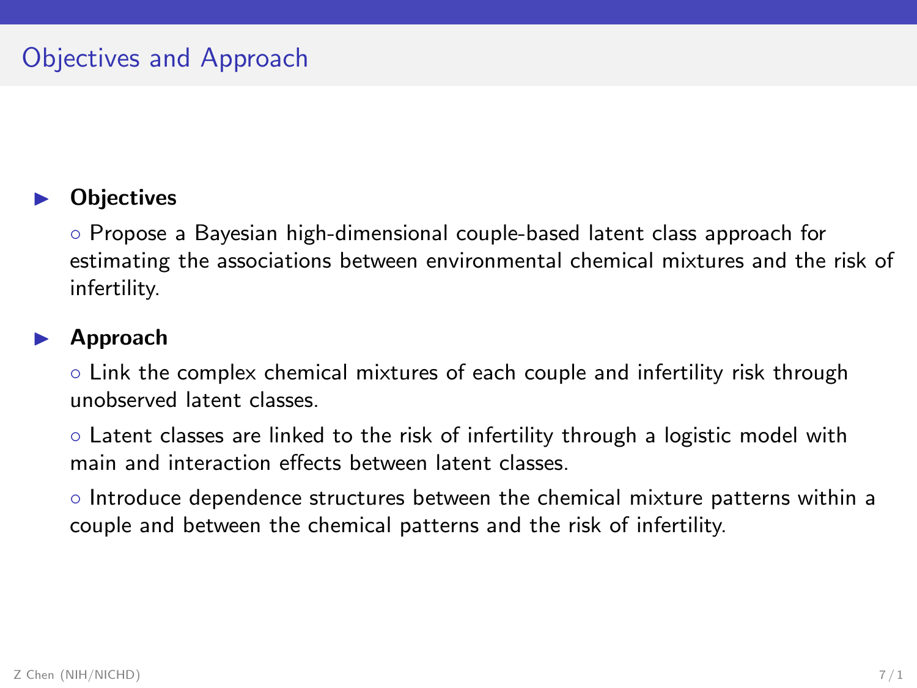# Objectives and Approach

- **Objectives**

  ◦ Propose a Bayesian high-dimensional couple-based latent class approach for estimating the associations between environmental chemical mixtures and the risk of infertility.

- **Approach**

  ◦ Link the complex chemical mixtures of each couple and infertility risk through unobserved latent classes.

  ◦ Latent classes are linked to the risk of infertility through a logistic model with main and interaction effects between latent classes.

  ◦ Introduce dependence structures between the chemical mixture patterns within a couple and between the chemical patterns and the risk of infertility.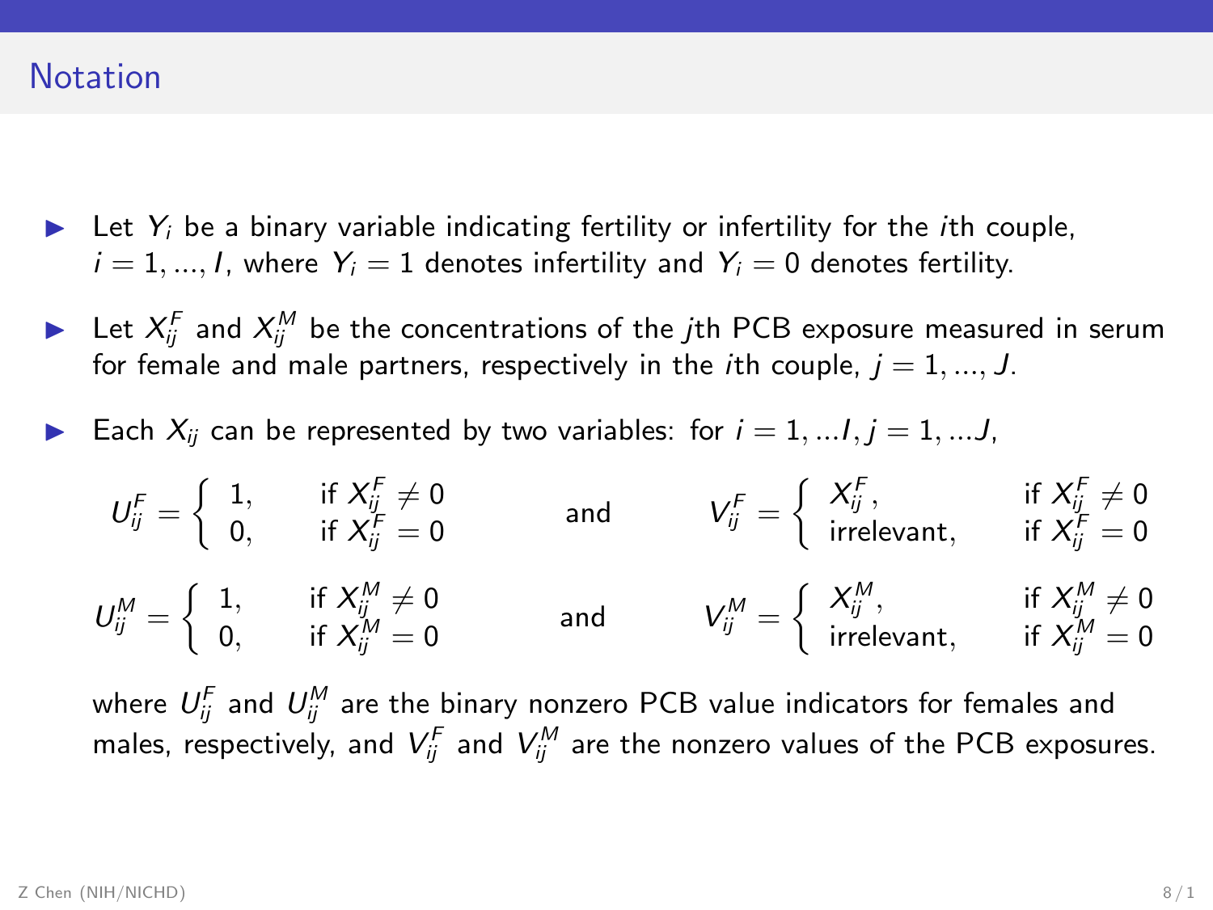# Notation

- Let $Y_i$ be a binary variable indicating fertility or infertility for the $i$th couple, $i = 1, ..., I$, where $Y_i = 1$ denotes infertility and $Y_i = 0$ denotes fertility.
- Let $X_{ij}^F$ and $X_{ij}^M$ be the concentrations of the $j$th PCB exposure measured in serum for female and male partners, respectively in the $i$th couple, $j = 1, ..., J$.
- Each $X_{ij}$ can be represented by two variables: for $i = 1, ...I, j = 1, ...J$,

$$U_{ij}^F = \begin{cases} 1, & \text{if } X_{ij}^F \neq 0 \\ 0, & \text{if } X_{ij}^F = 0 \end{cases} \quad \text{and} \quad V_{ij}^F = \begin{cases} X_{ij}^F, & \text{if } X_{ij}^F \neq 0 \\ \text{irrelevant}, & \text{if } X_{ij}^F = 0 \end{cases}$$

$$U_{ij}^M = \begin{cases} 1, & \text{if } X_{ij}^M \neq 0 \\ 0, & \text{if } X_{ij}^M = 0 \end{cases} \quad \text{and} \quad V_{ij}^M = \begin{cases} X_{ij}^M, & \text{if } X_{ij}^M \neq 0 \\ \text{irrelevant}, & \text{if } X_{ij}^M = 0 \end{cases}$$

where $U_{ij}^F$ and $U_{ij}^M$ are the binary nonzero PCB value indicators for females and males, respectively, and $V_{ij}^F$ and $V_{ij}^M$ are the nonzero values of the PCB exposures.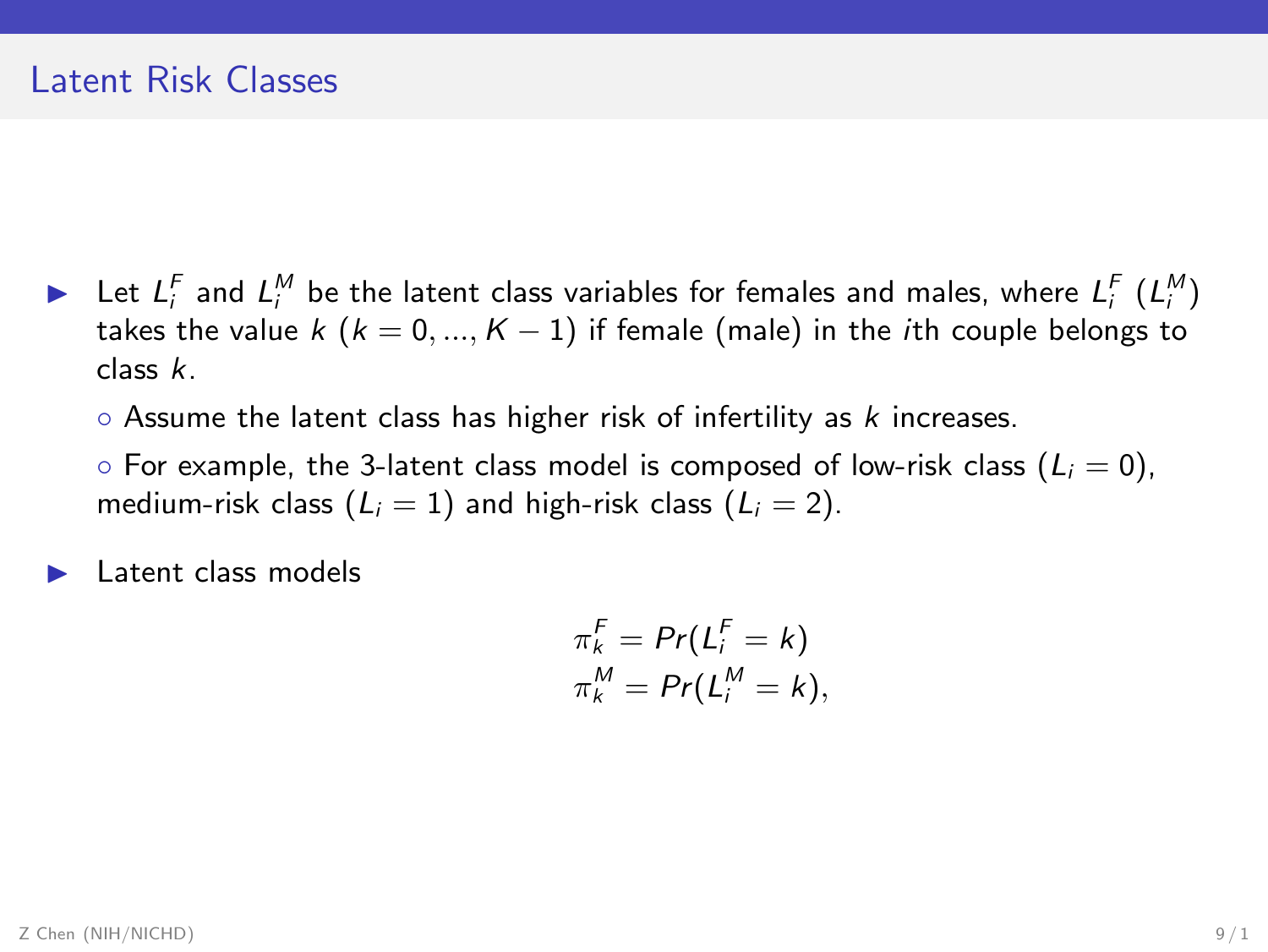## Latent Risk Classes

- Let $L_i^F$ and $L_i^M$ be the latent class variables for females and males, where $L_i^F$ ($L_i^M$) takes the value $k$ ($k = 0, ..., K-1$) if female (male) in the $i$th couple belongs to class $k$.
  - Assume the latent class has higher risk of infertility as $k$ increases.
  - For example, the 3-latent class model is composed of low-risk class ($L_i = 0$), medium-risk class ($L_i = 1$) and high-risk class ($L_i = 2$).
- Latent class models

$$
\begin{aligned}
\pi_k^F &= Pr(L_i^F = k) \\
\pi_k^M &= Pr(L_i^M = k),
\end{aligned}
$$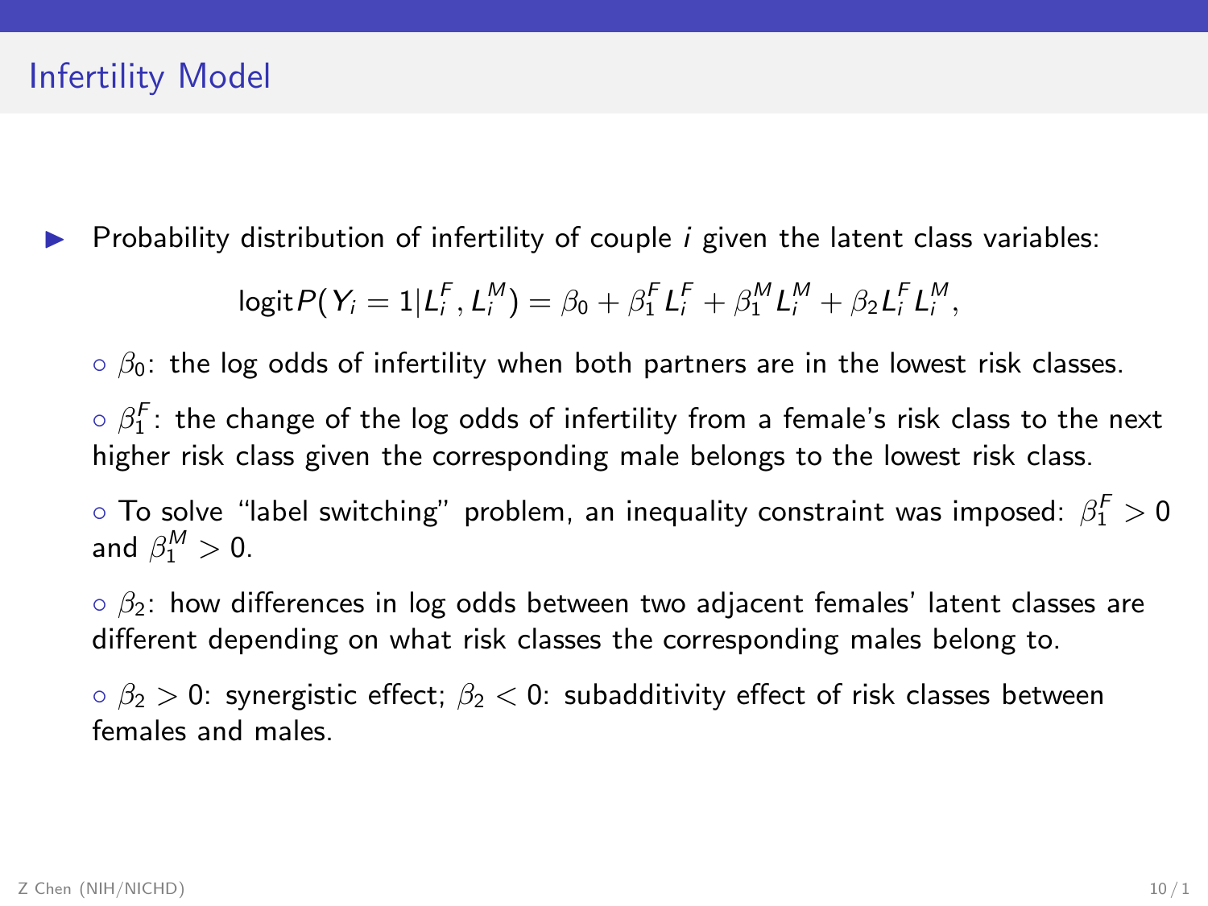# Infertility Model

- Probability distribution of infertility of couple $i$ given the latent class variables:

$$\text{logit} P(Y_i = 1 | L_i^F, L_i^M) = \beta_0 + \beta_1^F L_i^F + \beta_1^M L_i^M + \beta_2 L_i^F L_i^M,$$

◦ $\beta_0$: the log odds of infertility when both partners are in the lowest risk classes.

◦ $\beta_1^F$: the change of the log odds of infertility from a female's risk class to the next higher risk class given the corresponding male belongs to the lowest risk class.

◦ To solve "label switching" problem, an inequality constraint was imposed: $\beta_1^F > 0$ and $\beta_1^M > 0$.

◦ $\beta_2$: how differences in log odds between two adjacent females' latent classes are different depending on what risk classes the corresponding males belong to.

◦ $\beta_2 > 0$: synergistic effect; $\beta_2 < 0$: subadditivity effect of risk classes between females and males.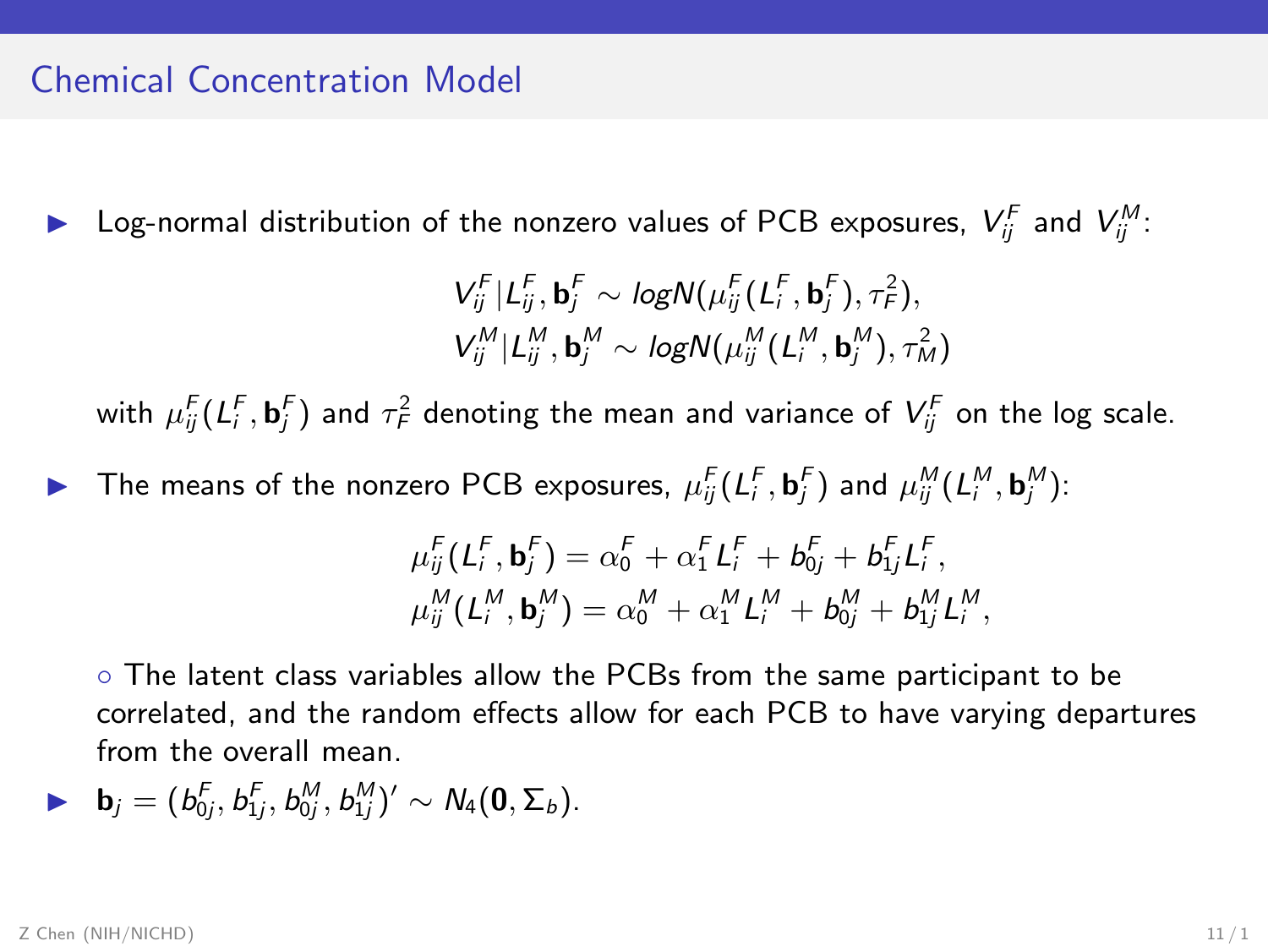# Chemical Concentration Model

- Log-normal distribution of the nonzero values of PCB exposures, $V_{ij}^F$ and $V_{ij}^M$:

$$V_{ij}^F | L_{ij}^F, \mathbf{b}_j^F \sim logN(\mu_{ij}^F(L_i^F, \mathbf{b}_j^F), \tau_F^2),$$
$$V_{ij}^M | L_{ij}^M, \mathbf{b}_j^M \sim logN(\mu_{ij}^M(L_i^M, \mathbf{b}_j^M), \tau_M^2)$$

  with $\mu_{ij}^F(L_i^F, \mathbf{b}_j^F)$ and $\tau_F^2$ denoting the mean and variance of $V_{ij}^F$ on the log scale.

- The means of the nonzero PCB exposures, $\mu_{ij}^F(L_i^F, \mathbf{b}_j^F)$ and $\mu_{ij}^M(L_i^M, \mathbf{b}_j^M)$:

$$\mu_{ij}^F(L_i^F, \mathbf{b}_j^F) = \alpha_0^F + \alpha_1^F L_i^F + b_{0j}^F + b_{1j}^F L_i^F,$$
$$\mu_{ij}^M(L_i^M, \mathbf{b}_j^M) = \alpha_0^M + \alpha_1^M L_i^M + b_{0j}^M + b_{1j}^M L_i^M,$$

  ◦ The latent class variables allow the PCBs from the same participant to be correlated, and the random effects allow for each PCB to have varying departures from the overall mean.

- $\mathbf{b}_j = (b_{0j}^F, b_{1j}^F, b_{0j}^M, b_{1j}^M)' \sim N_4(\mathbf{0}, \Sigma_b)$.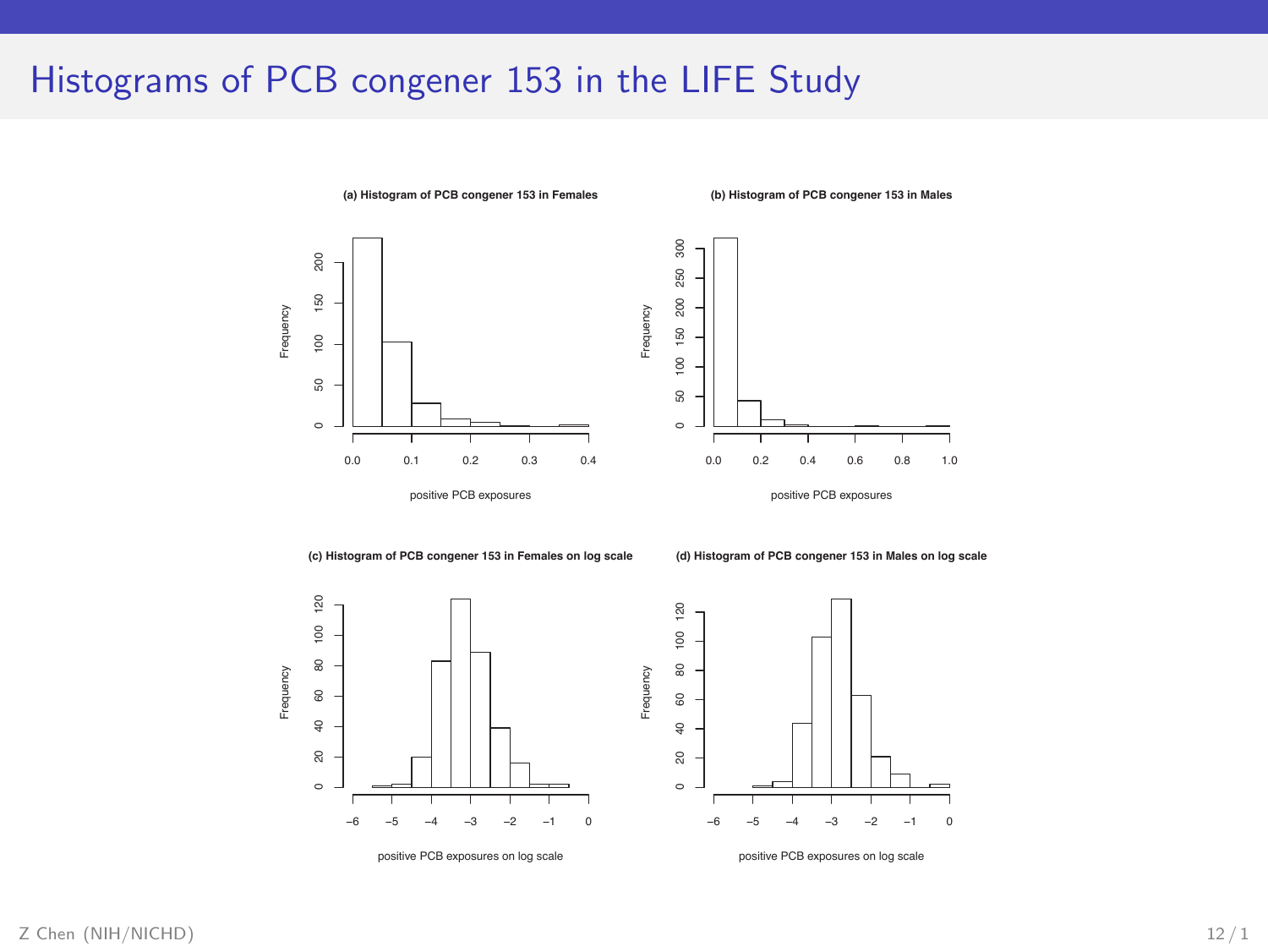# Histograms of PCB congener 153 in the LIFE Study

**(a) Histogram of PCB congener 153 in Females**

**(b) Histogram of PCB congener 153 in Males**

**(c) Histogram of PCB congener 153 in Females on log scale**

**(d) Histogram of PCB congener 153 in Males on log scale**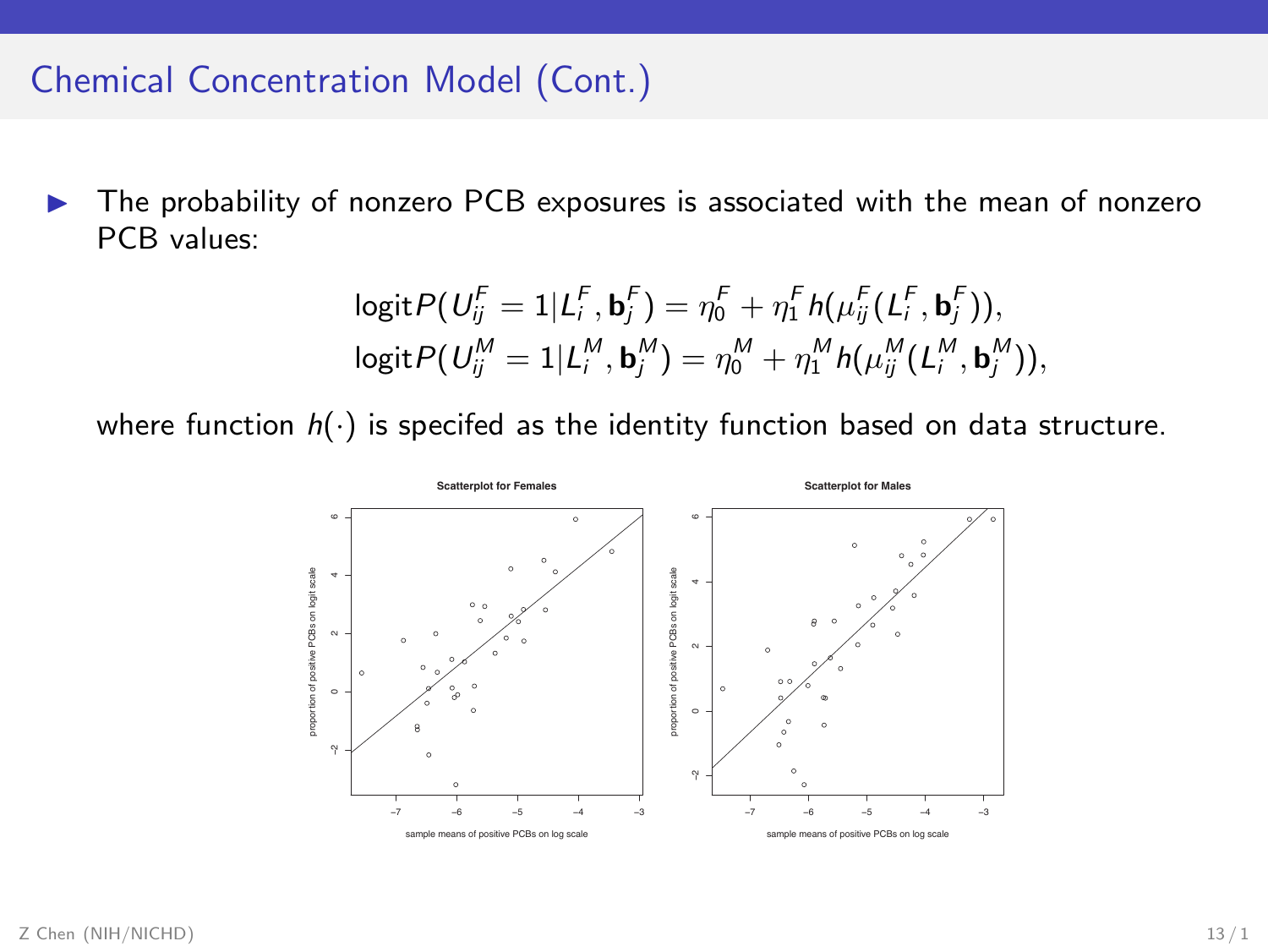## Chemical Concentration Model (Cont.)

- The probability of nonzero PCB exposures is associated with the mean of nonzero PCB values:

$$
\begin{aligned}
\text{logit} P(U_{ij}^F = 1 | L_i^F, \mathbf{b}_j^F) &= \eta_0^F + \eta_1^F h(\mu_{ij}^F(L_i^F, \mathbf{b}_j^F)), \\
\text{logit} P(U_{ij}^M = 1 | L_i^M, \mathbf{b}_j^M) &= \eta_0^M + \eta_1^M h(\mu_{ij}^M(L_i^M, \mathbf{b}_j^M)),
\end{aligned}
$$

where function $h(\cdot)$ is specifed as the identity function based on data structure.

Scatterplot for Females

Scatterplot for Males

(x-axis: sample means of positive PCBs on log scale; y-axis: proportion of positive PCBs on logit scale)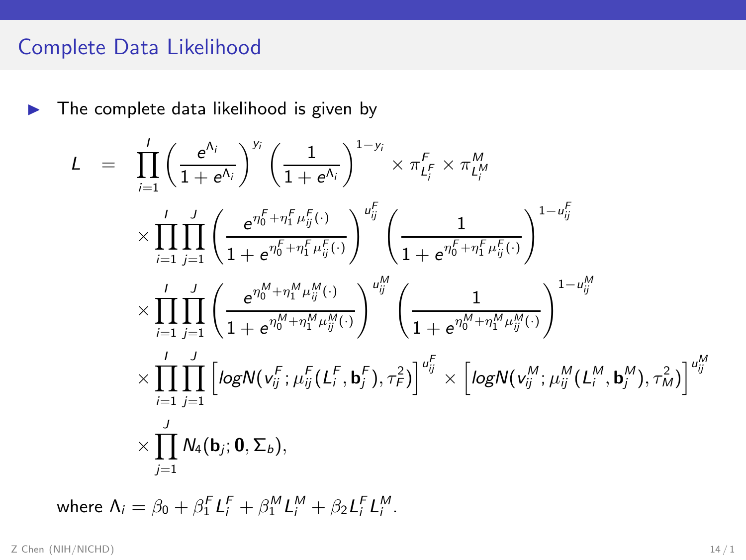## Complete Data Likelihood

- The complete data likelihood is given by

$$
\begin{aligned}
L \;=\; & \prod_{i=1}^{I} \left( \frac{e^{\Lambda_i}}{1+e^{\Lambda_i}} \right)^{y_i} \left( \frac{1}{1+e^{\Lambda_i}} \right)^{1-y_i} \times \pi^F_{L_i^F} \times \pi^M_{L_i^M} \\
& \times \prod_{i=1}^{I} \prod_{j=1}^{J} \left( \frac{e^{\eta_0^F + \eta_1^F \mu_{ij}^F(\cdot)}}{1+e^{\eta_0^F + \eta_1^F \mu_{ij}^F(\cdot)}} \right)^{u_{ij}^F} \left( \frac{1}{1+e^{\eta_0^F + \eta_1^F \mu_{ij}^F(\cdot)}} \right)^{1-u_{ij}^F} \\
& \times \prod_{i=1}^{I} \prod_{j=1}^{J} \left( \frac{e^{\eta_0^M + \eta_1^M \mu_{ij}^M(\cdot)}}{1+e^{\eta_0^M + \eta_1^M \mu_{ij}^M(\cdot)}} \right)^{u_{ij}^M} \left( \frac{1}{1+e^{\eta_0^M + \eta_1^M \mu_{ij}^M(\cdot)}} \right)^{1-u_{ij}^M} \\
& \times \prod_{i=1}^{I} \prod_{j=1}^{J} \left[ logN(v_{ij}^F; \mu_{ij}^F(L_i^F, \mathbf{b}_j^F), \tau_F^2) \right]^{u_{ij}^F} \times \left[ logN(v_{ij}^M; \mu_{ij}^M(L_i^M, \mathbf{b}_j^M), \tau_M^2) \right]^{u_{ij}^M} \\
& \times \prod_{j=1}^{J} N_4(\mathbf{b}_j; \mathbf{0}, \Sigma_b),
\end{aligned}
$$

where $\Lambda_i = \beta_0 + \beta_1^F L_i^F + \beta_1^M L_i^M + \beta_2 L_i^F L_i^M$.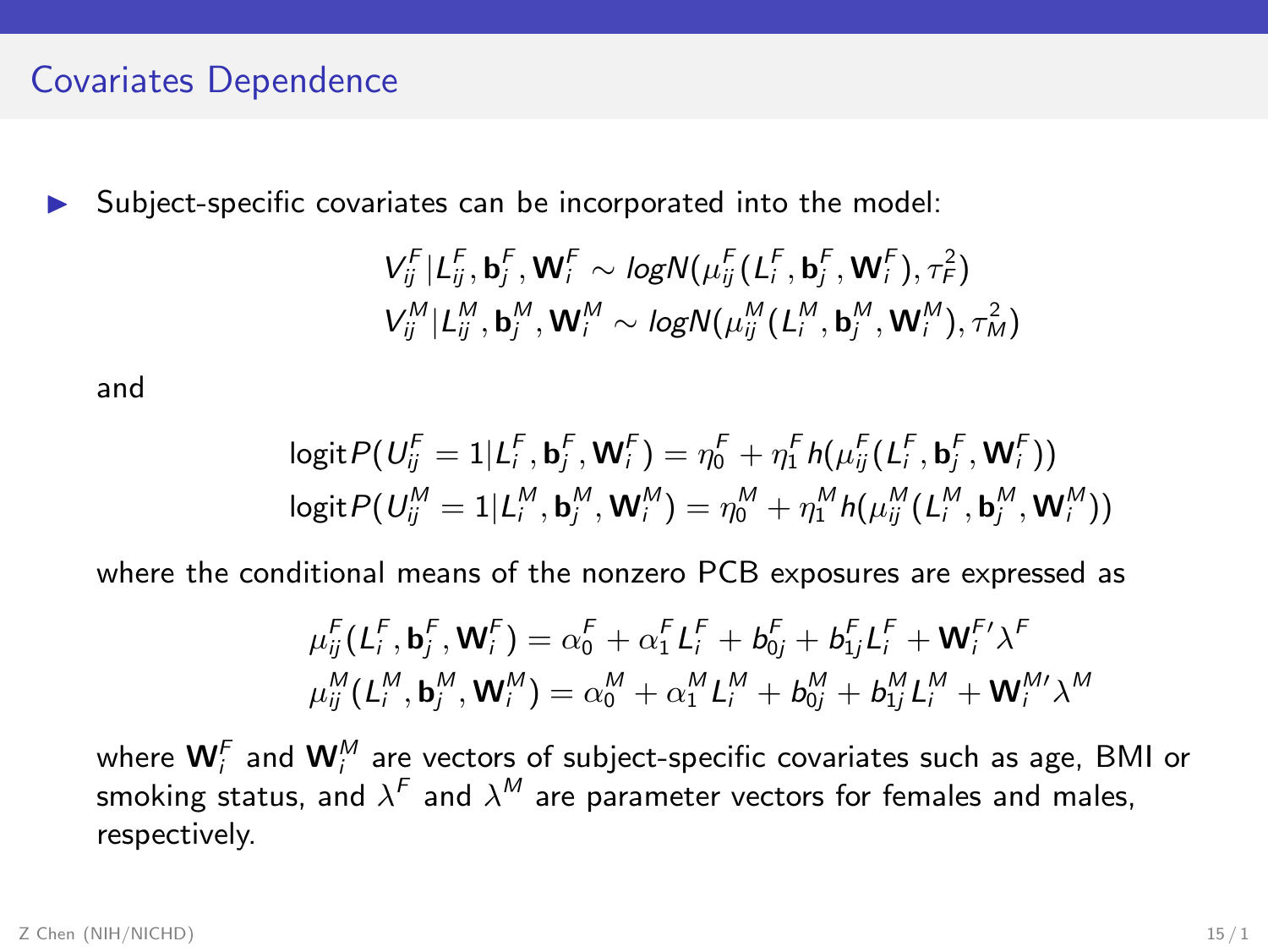## Covariates Dependence

- Subject-specific covariates can be incorporated into the model:

$$V_{ij}^F | L_{ij}^F, \mathbf{b}_j^F, \mathbf{W}_i^F \sim logN(\mu_{ij}^F(L_i^F, \mathbf{b}_j^F, \mathbf{W}_i^F), \tau_F^2)$$
$$V_{ij}^M | L_{ij}^M, \mathbf{b}_j^M, \mathbf{W}_i^M \sim logN(\mu_{ij}^M(L_i^M, \mathbf{b}_j^M, \mathbf{W}_i^M), \tau_M^2)$$

and

$$\text{logit} P(U_{ij}^F = 1 | L_i^F, \mathbf{b}_j^F, \mathbf{W}_i^F) = \eta_0^F + \eta_1^F h(\mu_{ij}^F(L_i^F, \mathbf{b}_j^F, \mathbf{W}_i^F))$$
$$\text{logit} P(U_{ij}^M = 1 | L_i^M, \mathbf{b}_j^M, \mathbf{W}_i^M) = \eta_0^M + \eta_1^M h(\mu_{ij}^M(L_i^M, \mathbf{b}_j^M, \mathbf{W}_i^M))$$

where the conditional means of the nonzero PCB exposures are expressed as

$$\mu_{ij}^F(L_i^F, \mathbf{b}_j^F, \mathbf{W}_i^F) = \alpha_0^F + \alpha_1^F L_i^F + b_{0j}^F + b_{1j}^F L_i^F + \mathbf{W}_i^{F\prime} \lambda^F$$
$$\mu_{ij}^M(L_i^M, \mathbf{b}_j^M, \mathbf{W}_i^M) = \alpha_0^M + \alpha_1^M L_i^M + b_{0j}^M + b_{1j}^M L_i^M + \mathbf{W}_i^{M\prime} \lambda^M$$

where $\mathbf{W}_i^F$ and $\mathbf{W}_i^M$ are vectors of subject-specific covariates such as age, BMI or smoking status, and $\lambda^F$ and $\lambda^M$ are parameter vectors for females and males, respectively.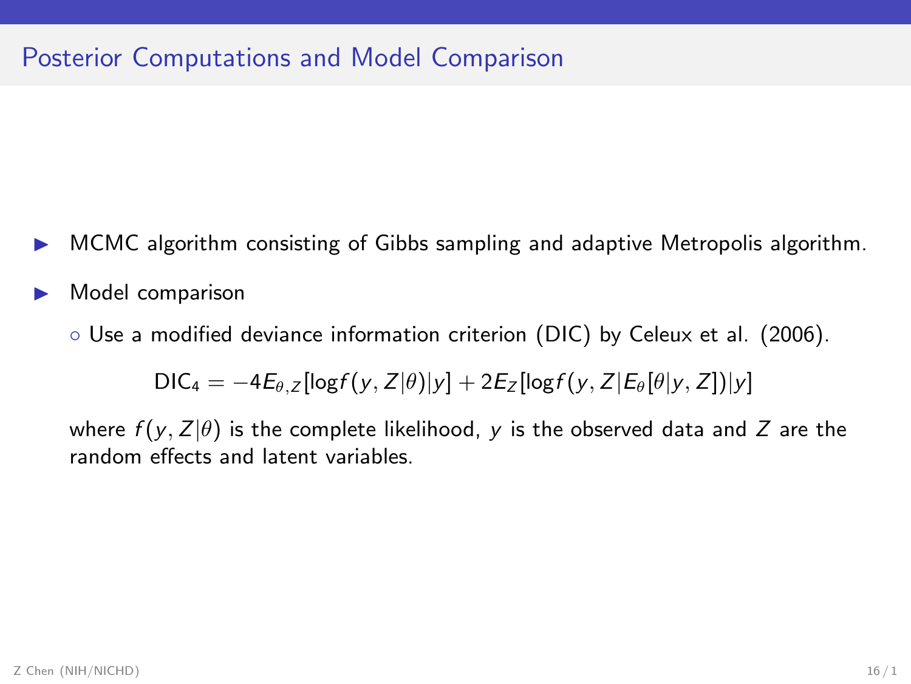## Posterior Computations and Model Comparison

- MCMC algorithm consisting of Gibbs sampling and adaptive Metropolis algorithm.
- Model comparison
  - Use a modified deviance information criterion (DIC) by Celeux et al. (2006).

$$\mathrm{DIC}_4 = -4E_{\theta,Z}[\log f(y, Z|\theta)|y] + 2E_Z[\log f(y, Z|E_\theta[\theta|y, Z])|y]$$

where $f(y, Z|\theta)$ is the complete likelihood, $y$ is the observed data and $Z$ are the random effects and latent variables.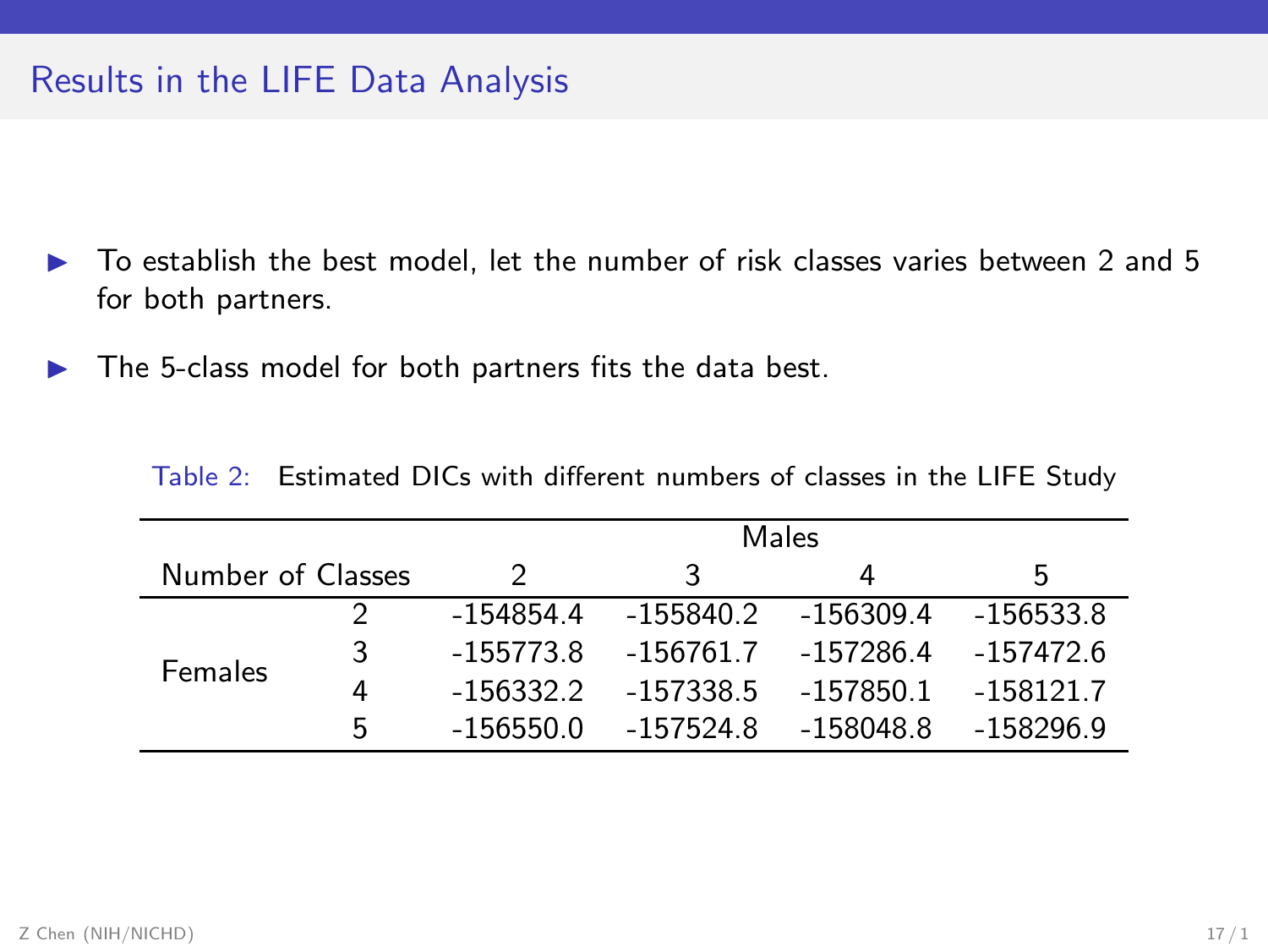# Results in the LIFE Data Analysis

- To establish the best model, let the number of risk classes varies between 2 and 5 for both partners.
- The 5-class model for both partners fits the data best.

Table 2: Estimated DICs with different numbers of classes in the LIFE Study

| Number of Classes | | Males 2 | Males 3 | Males 4 | Males 5 |
|---|---|---|---|---|---|
| Females | 2 | -154854.4 | -155840.2 | -156309.4 | -156533.8 |
| | 3 | -155773.8 | -156761.7 | -157286.4 | -157472.6 |
| | 4 | -156332.2 | -157338.5 | -157850.1 | -158121.7 |
| | 5 | -156550.0 | -157524.8 | -158048.8 | -158296.9 |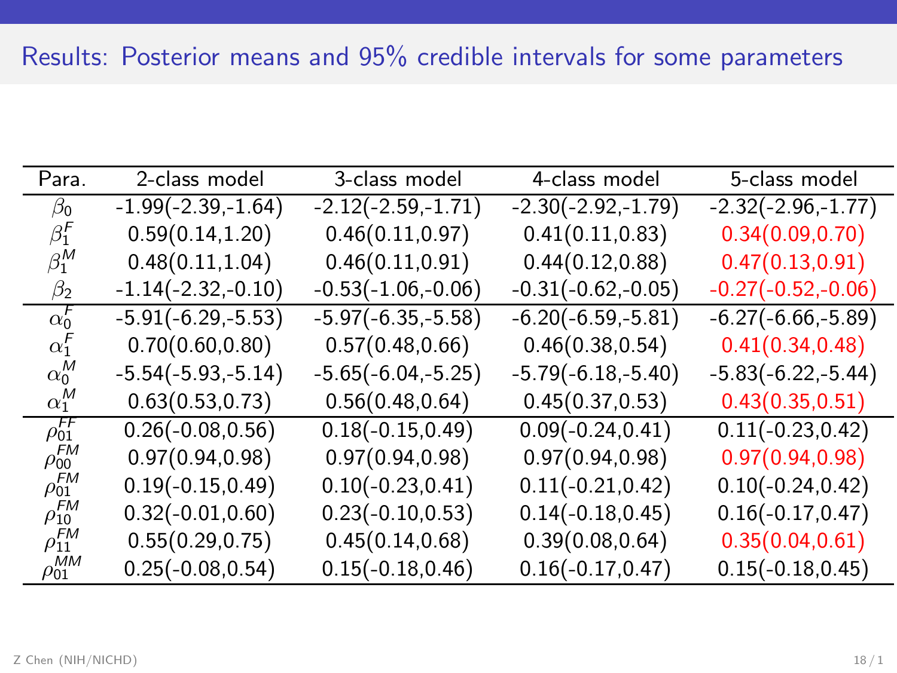# Results: Posterior means and 95% credible intervals for some parameters

| Para. | 2-class model | 3-class model | 4-class model | 5-class model |
|---|---|---|---|---|
| $\beta_0$ | -1.99(-2.39,-1.64) | -2.12(-2.59,-1.71) | -2.30(-2.92,-1.79) | -2.32(-2.96,-1.77) |
| $\beta_1^F$ | 0.59(0.14,1.20) | 0.46(0.11,0.97) | 0.41(0.11,0.83) | 0.34(0.09,0.70) |
| $\beta_1^M$ | 0.48(0.11,1.04) | 0.46(0.11,0.91) | 0.44(0.12,0.88) | 0.47(0.13,0.91) |
| $\beta_2$ | -1.14(-2.32,-0.10) | -0.53(-1.06,-0.06) | -0.31(-0.62,-0.05) | -0.27(-0.52,-0.06) |
| $\alpha_0^F$ | -5.91(-6.29,-5.53) | -5.97(-6.35,-5.58) | -6.20(-6.59,-5.81) | -6.27(-6.66,-5.89) |
| $\alpha_1^F$ | 0.70(0.60,0.80) | 0.57(0.48,0.66) | 0.46(0.38,0.54) | 0.41(0.34,0.48) |
| $\alpha_0^M$ | -5.54(-5.93,-5.14) | -5.65(-6.04,-5.25) | -5.79(-6.18,-5.40) | -5.83(-6.22,-5.44) |
| $\alpha_1^M$ | 0.63(0.53,0.73) | 0.56(0.48,0.64) | 0.45(0.37,0.53) | 0.43(0.35,0.51) |
| $\rho_{01}^{FF}$ | 0.26(-0.08,0.56) | 0.18(-0.15,0.49) | 0.09(-0.24,0.41) | 0.11(-0.23,0.42) |
| $\rho_{00}^{FM}$ | 0.97(0.94,0.98) | 0.97(0.94,0.98) | 0.97(0.94,0.98) | 0.97(0.94,0.98) |
| $\rho_{01}^{FM}$ | 0.19(-0.15,0.49) | 0.10(-0.23,0.41) | 0.11(-0.21,0.42) | 0.10(-0.24,0.42) |
| $\rho_{10}^{FM}$ | 0.32(-0.01,0.60) | 0.23(-0.10,0.53) | 0.14(-0.18,0.45) | 0.16(-0.17,0.47) |
| $\rho_{11}^{FM}$ | 0.55(0.29,0.75) | 0.45(0.14,0.68) | 0.39(0.08,0.64) | 0.35(0.04,0.61) |
| $\rho_{01}^{MM}$ | 0.25(-0.08,0.54) | 0.15(-0.18,0.46) | 0.16(-0.17,0.47) | 0.15(-0.18,0.45) |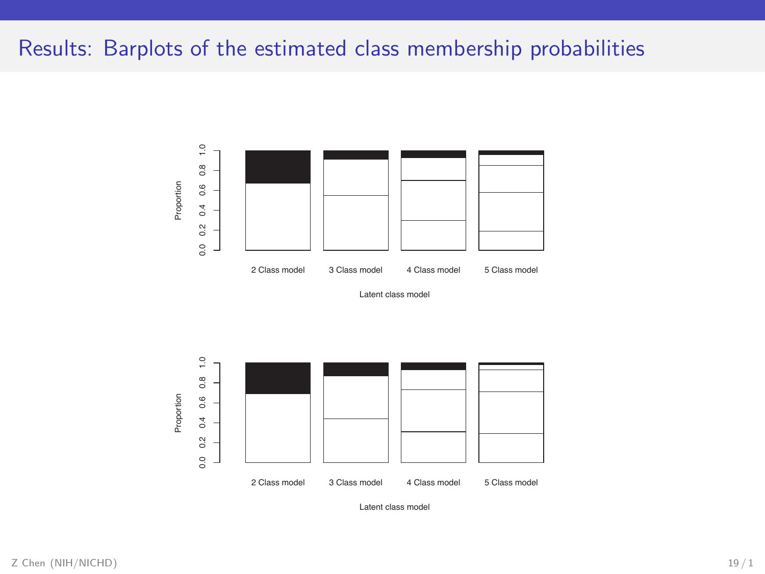# Results: Barplots of the estimated class membership probabilities

Proportion

0.0 0.2 0.4 0.6 0.8 1.0

2 Class model 3 Class model 4 Class model 5 Class model

Latent class model

Proportion

0.0 0.2 0.4 0.6 0.8 1.0

2 Class model 3 Class model 4 Class model 5 Class model

Latent class model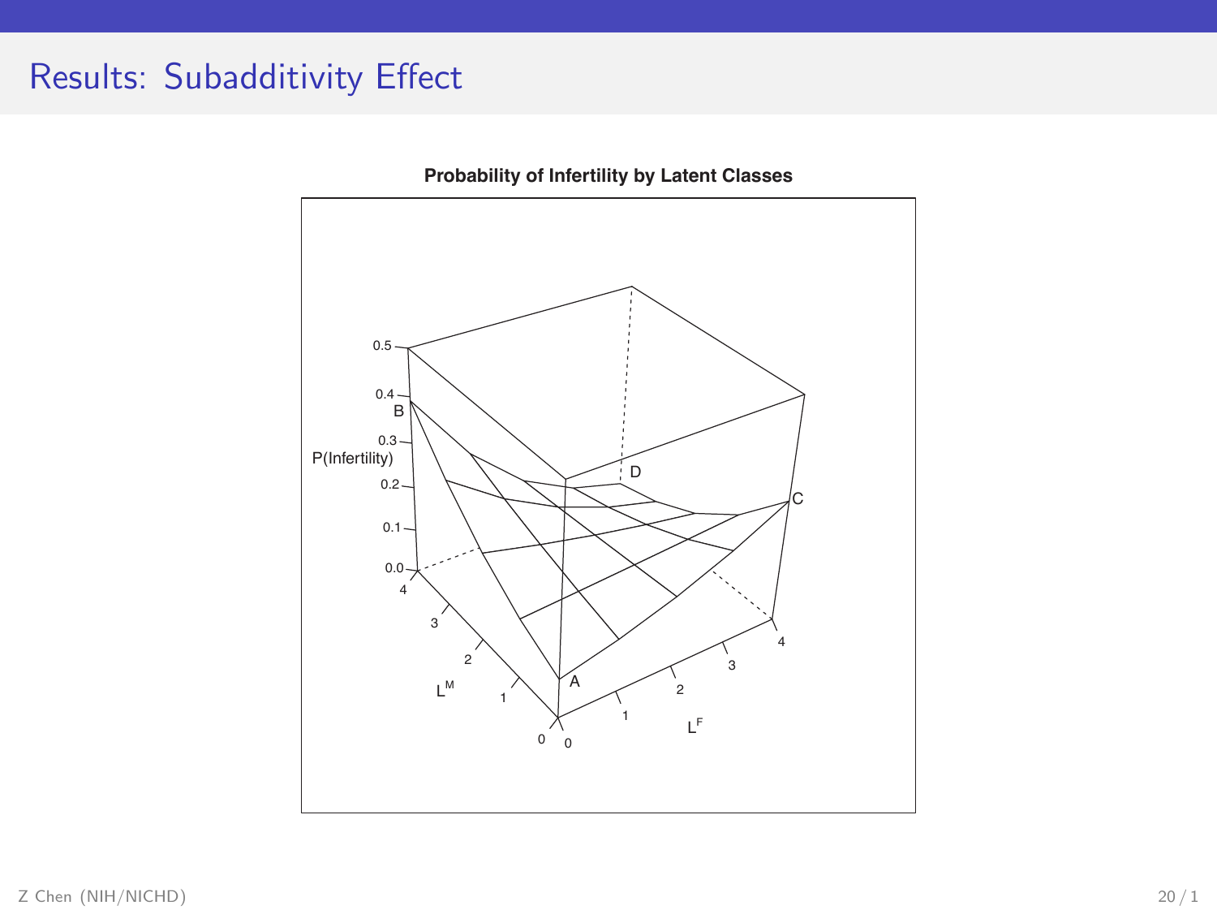# Results: Subadditivity Effect

**Probability of Infertility by Latent Classes**

P(Infertility)

0.5, 0.4, 0.3, 0.2, 0.1, 0.0

B, D, C, A

$L^M$: 0, 1, 2, 3, 4

$L^F$: 0, 1, 2, 3, 4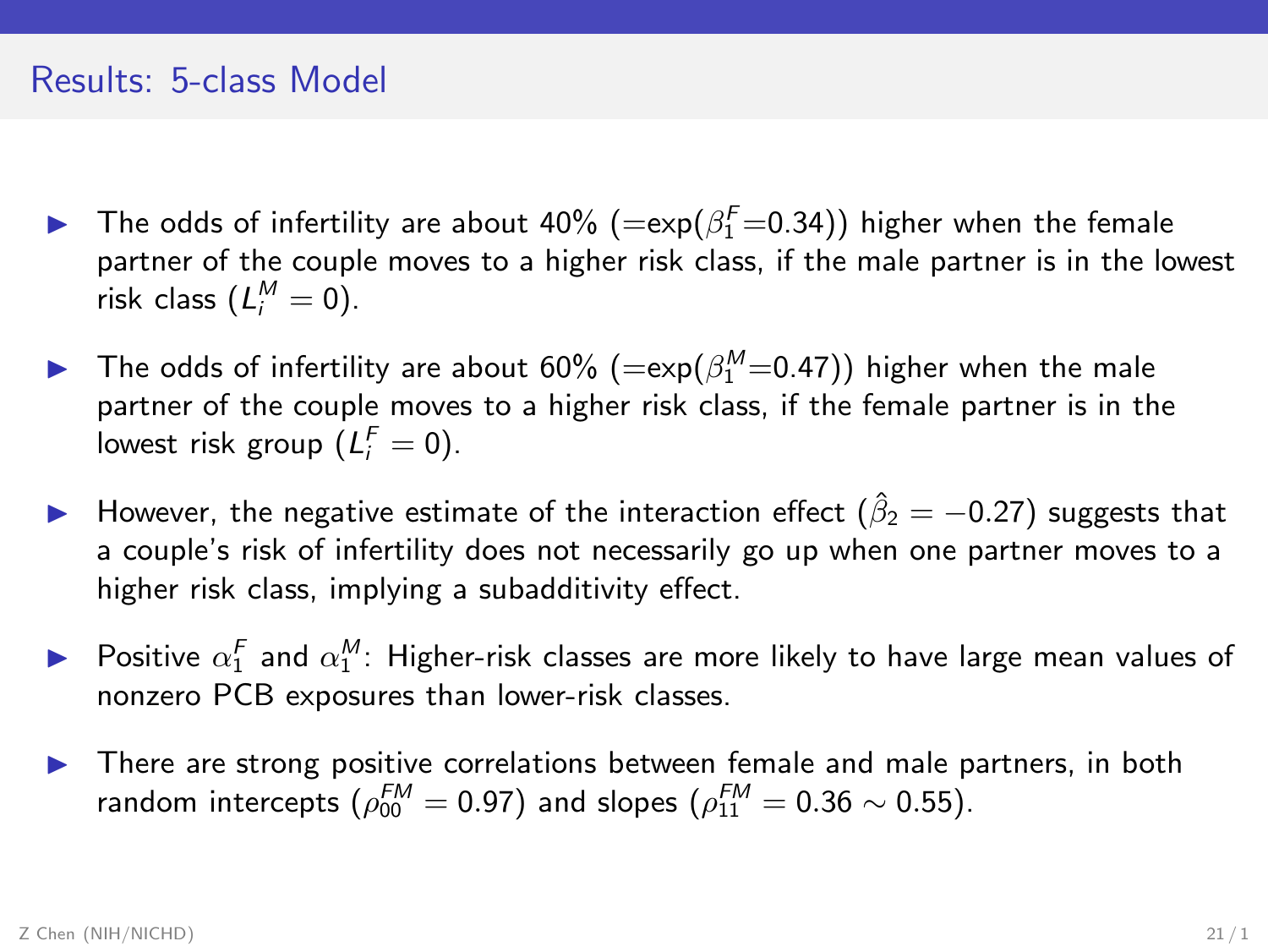## Results: 5-class Model

- The odds of infertility are about 40% (=exp($\beta_1^F$=0.34)) higher when the female partner of the couple moves to a higher risk class, if the male partner is in the lowest risk class ($L_i^M = 0$).
- The odds of infertility are about 60% (=exp($\beta_1^M$=0.47)) higher when the male partner of the couple moves to a higher risk class, if the female partner is in the lowest risk group ($L_i^F = 0$).
- However, the negative estimate of the interaction effect ($\hat{\beta}_2 = -0.27$) suggests that a couple's risk of infertility does not necessarily go up when one partner moves to a higher risk class, implying a subadditivity effect.
- Positive $\alpha_1^F$ and $\alpha_1^M$: Higher-risk classes are more likely to have large mean values of nonzero PCB exposures than lower-risk classes.
- There are strong positive correlations between female and male partners, in both random intercepts ($\rho_{00}^{FM} = 0.97$) and slopes ($\rho_{11}^{FM} = 0.36 \sim 0.55$).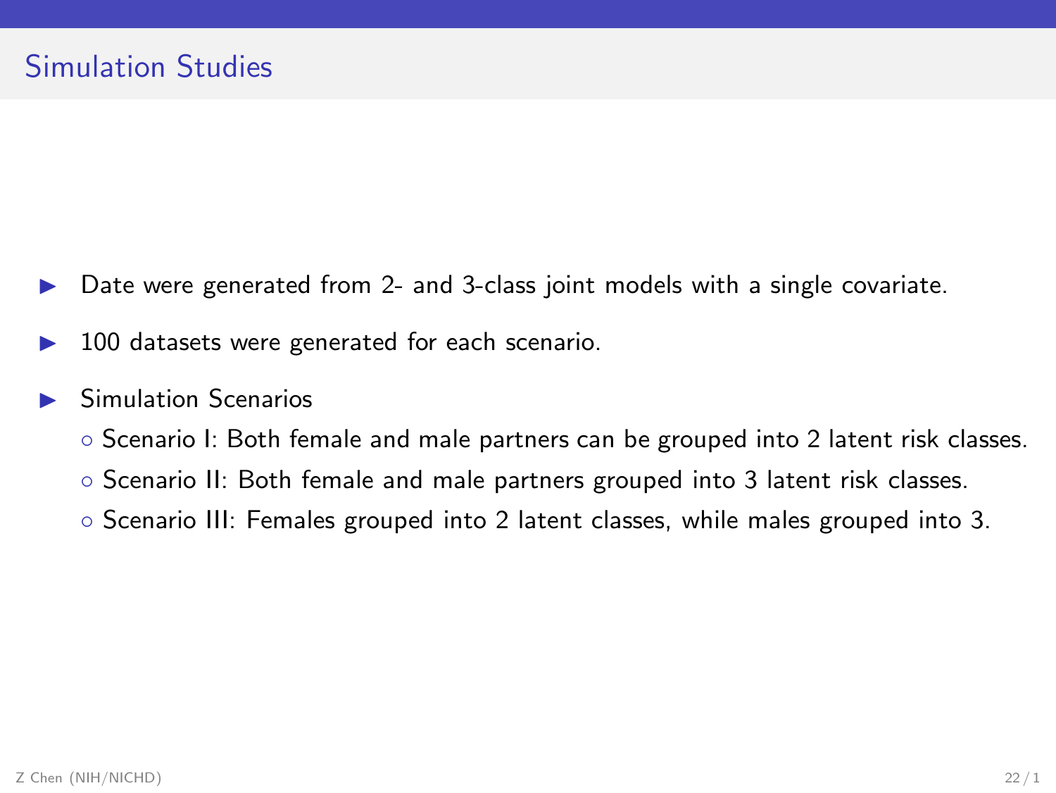# Simulation Studies

- Date were generated from 2- and 3-class joint models with a single covariate.
- 100 datasets were generated for each scenario.
- Simulation Scenarios
  - Scenario I: Both female and male partners can be grouped into 2 latent risk classes.
  - Scenario II: Both female and male partners grouped into 3 latent risk classes.
  - Scenario III: Females grouped into 2 latent classes, while males grouped into 3.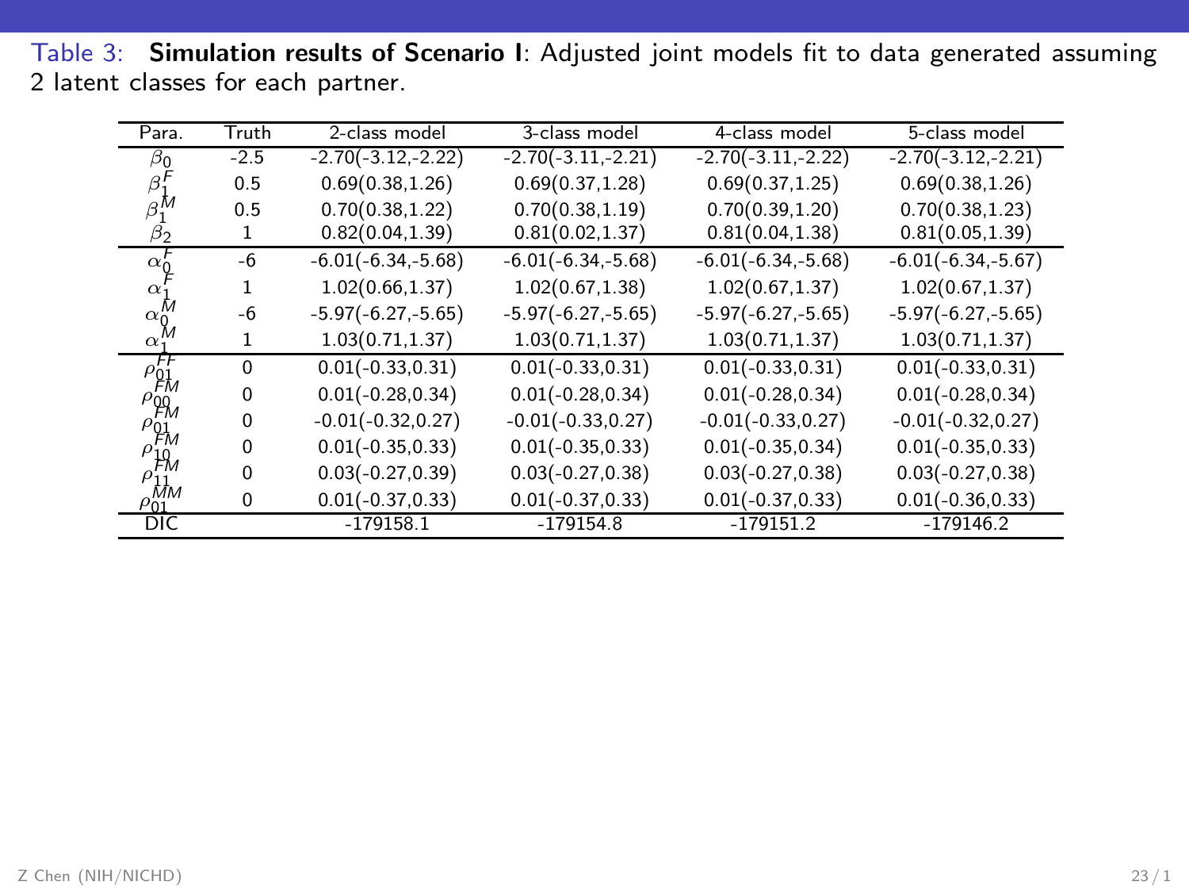Table 3: **Simulation results of Scenario I**: Adjusted joint models fit to data generated assuming 2 latent classes for each partner.

| Para. | Truth | 2-class model | 3-class model | 4-class model | 5-class model |
|---|---|---|---|---|---|
| $\beta_0$ | -2.5 | -2.70(-3.12,-2.22) | -2.70(-3.11,-2.21) | -2.70(-3.11,-2.22) | -2.70(-3.12,-2.21) |
| $\beta_1^F$ | 0.5 | 0.69(0.38,1.26) | 0.69(0.37,1.28) | 0.69(0.37,1.25) | 0.69(0.38,1.26) |
| $\beta_1^M$ | 0.5 | 0.70(0.38,1.22) | 0.70(0.38,1.19) | 0.70(0.39,1.20) | 0.70(0.38,1.23) |
| $\beta_2$ | 1 | 0.82(0.04,1.39) | 0.81(0.02,1.37) | 0.81(0.04,1.38) | 0.81(0.05,1.39) |
| $\alpha_0^F$ | -6 | -6.01(-6.34,-5.68) | -6.01(-6.34,-5.68) | -6.01(-6.34,-5.68) | -6.01(-6.34,-5.67) |
| $\alpha_1^F$ | 1 | 1.02(0.66,1.37) | 1.02(0.67,1.38) | 1.02(0.67,1.37) | 1.02(0.67,1.37) |
| $\alpha_0^M$ | -6 | -5.97(-6.27,-5.65) | -5.97(-6.27,-5.65) | -5.97(-6.27,-5.65) | -5.97(-6.27,-5.65) |
| $\alpha_1^M$ | 1 | 1.03(0.71,1.37) | 1.03(0.71,1.37) | 1.03(0.71,1.37) | 1.03(0.71,1.37) |
| $\rho_{01}^{FF}$ | 0 | 0.01(-0.33,0.31) | 0.01(-0.33,0.31) | 0.01(-0.33,0.31) | 0.01(-0.33,0.31) |
| $\rho_{00}^{FM}$ | 0 | 0.01(-0.28,0.34) | 0.01(-0.28,0.34) | 0.01(-0.28,0.34) | 0.01(-0.28,0.34) |
| $\rho_{01}^{FM}$ | 0 | -0.01(-0.32,0.27) | -0.01(-0.33,0.27) | -0.01(-0.33,0.27) | -0.01(-0.32,0.27) |
| $\rho_{10}^{FM}$ | 0 | 0.01(-0.35,0.33) | 0.01(-0.35,0.33) | 0.01(-0.35,0.34) | 0.01(-0.35,0.33) |
| $\rho_{11}^{FM}$ | 0 | 0.03(-0.27,0.39) | 0.03(-0.27,0.38) | 0.03(-0.27,0.38) | 0.03(-0.27,0.38) |
| $\rho_{01}^{MM}$ | 0 | 0.01(-0.37,0.33) | 0.01(-0.37,0.33) | 0.01(-0.37,0.33) | 0.01(-0.36,0.33) |
| DIC | | -179158.1 | -179154.8 | -179151.2 | -179146.2 |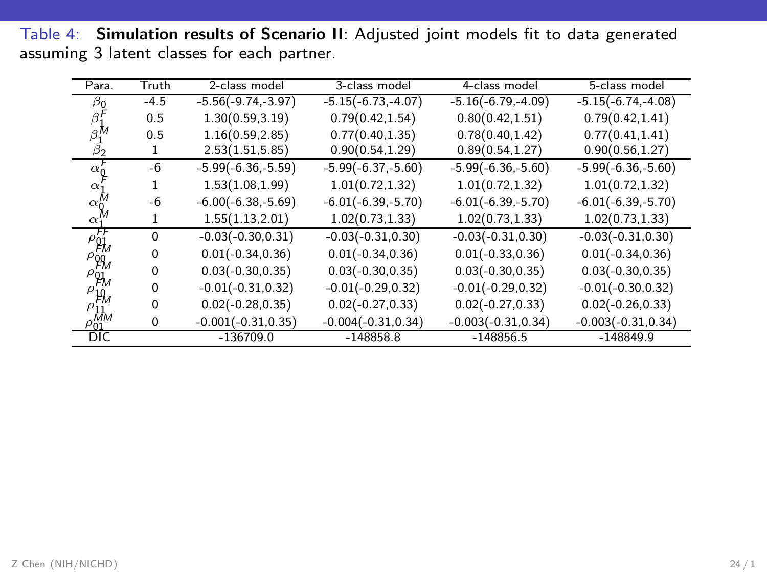Table 4: **Simulation results of Scenario II**: Adjusted joint models fit to data generated assuming 3 latent classes for each partner.

| Para. | Truth | 2-class model | 3-class model | 4-class model | 5-class model |
|---|---|---|---|---|---|
| $\beta_0$ | -4.5 | -5.56(-9.74,-3.97) | -5.15(-6.73,-4.07) | -5.16(-6.79,-4.09) | -5.15(-6.74,-4.08) |
| $\beta_1^F$ | 0.5 | 1.30(0.59,3.19) | 0.79(0.42,1.54) | 0.80(0.42,1.51) | 0.79(0.42,1.41) |
| $\beta_1^M$ | 0.5 | 1.16(0.59,2.85) | 0.77(0.40,1.35) | 0.78(0.40,1.42) | 0.77(0.41,1.41) |
| $\beta_2$ | 1 | 2.53(1.51,5.85) | 0.90(0.54,1.29) | 0.89(0.54,1.27) | 0.90(0.56,1.27) |
| $\alpha_0^F$ | -6 | -5.99(-6.36,-5.59) | -5.99(-6.37,-5.60) | -5.99(-6.36,-5.60) | -5.99(-6.36,-5.60) |
| $\alpha_1^F$ | 1 | 1.53(1.08,1.99) | 1.01(0.72,1.32) | 1.01(0.72,1.32) | 1.01(0.72,1.32) |
| $\alpha_0^M$ | -6 | -6.00(-6.38,-5.69) | -6.01(-6.39,-5.70) | -6.01(-6.39,-5.70) | -6.01(-6.39,-5.70) |
| $\alpha_1^M$ | 1 | 1.55(1.13,2.01) | 1.02(0.73,1.33) | 1.02(0.73,1.33) | 1.02(0.73,1.33) |
| $\rho_{01}^{FF}$ | 0 | -0.03(-0.30,0.31) | -0.03(-0.31,0.30) | -0.03(-0.31,0.30) | -0.03(-0.31,0.30) |
| $\rho_{00}^{FM}$ | 0 | 0.01(-0.34,0.36) | 0.01(-0.34,0.36) | 0.01(-0.33,0.36) | 0.01(-0.34,0.36) |
| $\rho_{01}^{FM}$ | 0 | 0.03(-0.30,0.35) | 0.03(-0.30,0.35) | 0.03(-0.30,0.35) | 0.03(-0.30,0.35) |
| $\rho_{10}^{FM}$ | 0 | -0.01(-0.31,0.32) | -0.01(-0.29,0.32) | -0.01(-0.29,0.32) | -0.01(-0.30,0.32) |
| $\rho_{11}^{FM}$ | 0 | 0.02(-0.28,0.35) | 0.02(-0.27,0.33) | 0.02(-0.27,0.33) | 0.02(-0.26,0.33) |
| $\rho_{01}^{MM}$ | 0 | -0.001(-0.31,0.35) | -0.004(-0.31,0.34) | -0.003(-0.31,0.34) | -0.003(-0.31,0.34) |
| DIC | | -136709.0 | -148858.8 | -148856.5 | -148849.9 |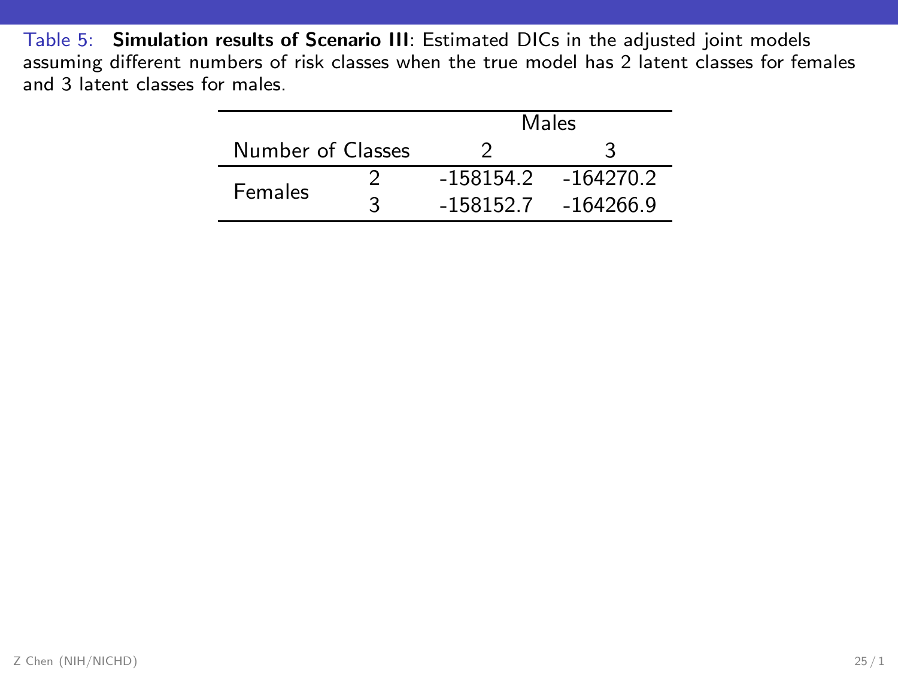Table 5: **Simulation results of Scenario III**: Estimated DICs in the adjusted joint models assuming different numbers of risk classes when the true model has 2 latent classes for females and 3 latent classes for males.

| Number of Classes | | Males | |
|---|---|---|---|
| | | 2 | 3 |
| Females | 2 | -158154.2 | -164270.2 |
| | 3 | -158152.7 | -164266.9 |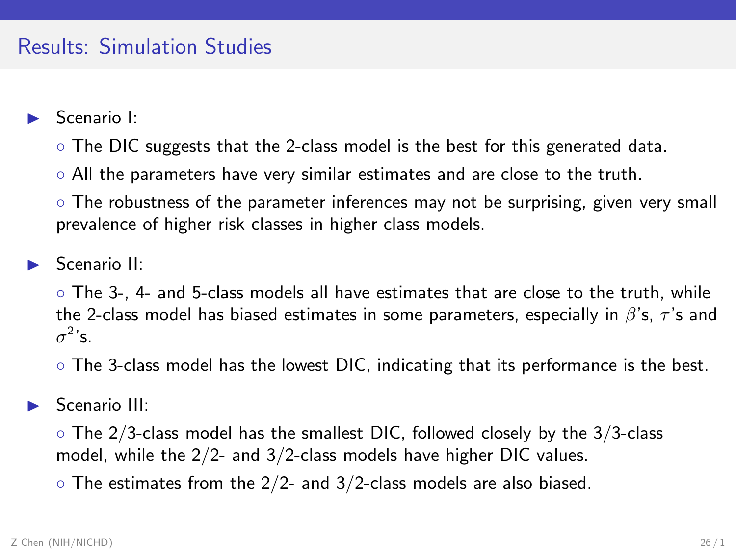## Results: Simulation Studies

- Scenario I:
  - The DIC suggests that the 2-class model is the best for this generated data.
  - All the parameters have very similar estimates and are close to the truth.
  - The robustness of the parameter inferences may not be surprising, given very small prevalence of higher risk classes in higher class models.
- Scenario II:
  - The 3-, 4- and 5-class models all have estimates that are close to the truth, while the 2-class model has biased estimates in some parameters, especially in $\beta$'s, $\tau$'s and $\sigma^2$'s.
  - The 3-class model has the lowest DIC, indicating that its performance is the best.
- Scenario III:
  - The 2/3-class model has the smallest DIC, followed closely by the 3/3-class model, while the 2/2- and 3/2-class models have higher DIC values.
  - The estimates from the 2/2- and 3/2-class models are also biased.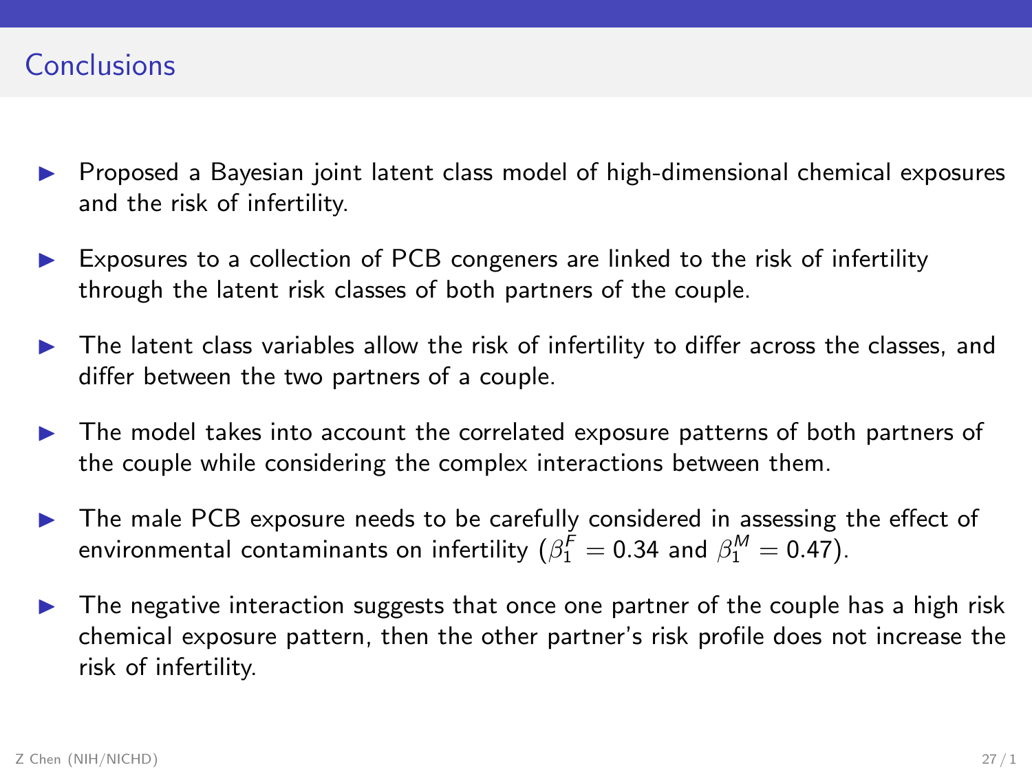## Conclusions

- Proposed a Bayesian joint latent class model of high-dimensional chemical exposures and the risk of infertility.
- Exposures to a collection of PCB congeners are linked to the risk of infertility through the latent risk classes of both partners of the couple.
- The latent class variables allow the risk of infertility to differ across the classes, and differ between the two partners of a couple.
- The model takes into account the correlated exposure patterns of both partners of the couple while considering the complex interactions between them.
- The male PCB exposure needs to be carefully considered in assessing the effect of environmental contaminants on infertility ($\beta_1^F = 0.34$ and $\beta_1^M = 0.47$).
- The negative interaction suggests that once one partner of the couple has a high risk chemical exposure pattern, then the other partner's risk profile does not increase the risk of infertility.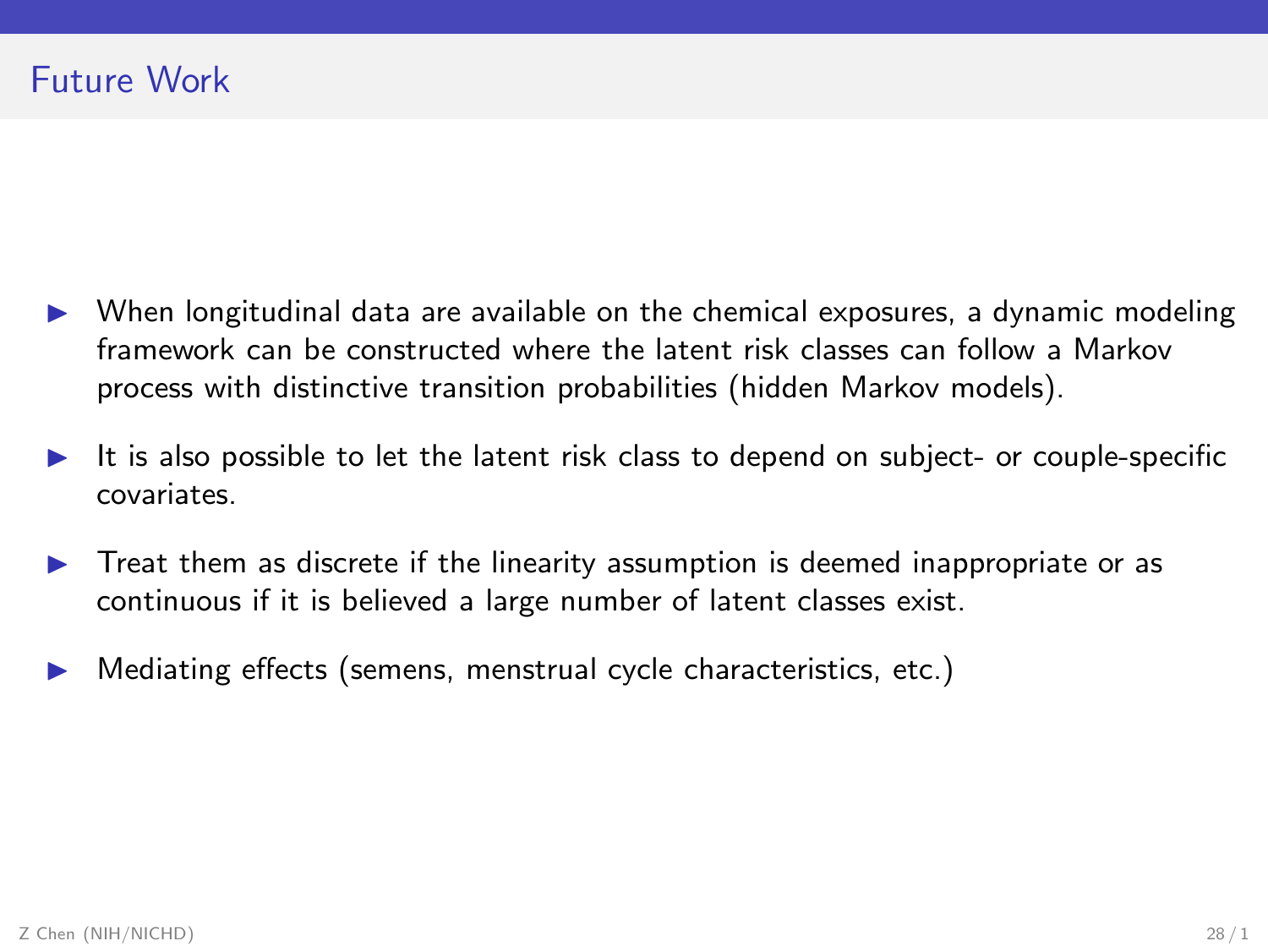## Future Work

- When longitudinal data are available on the chemical exposures, a dynamic modeling framework can be constructed where the latent risk classes can follow a Markov process with distinctive transition probabilities (hidden Markov models).
- It is also possible to let the latent risk class to depend on subject- or couple-specific covariates.
- Treat them as discrete if the linearity assumption is deemed inappropriate or as continuous if it is believed a large number of latent classes exist.
- Mediating effects (semens, menstrual cycle characteristics, etc.)